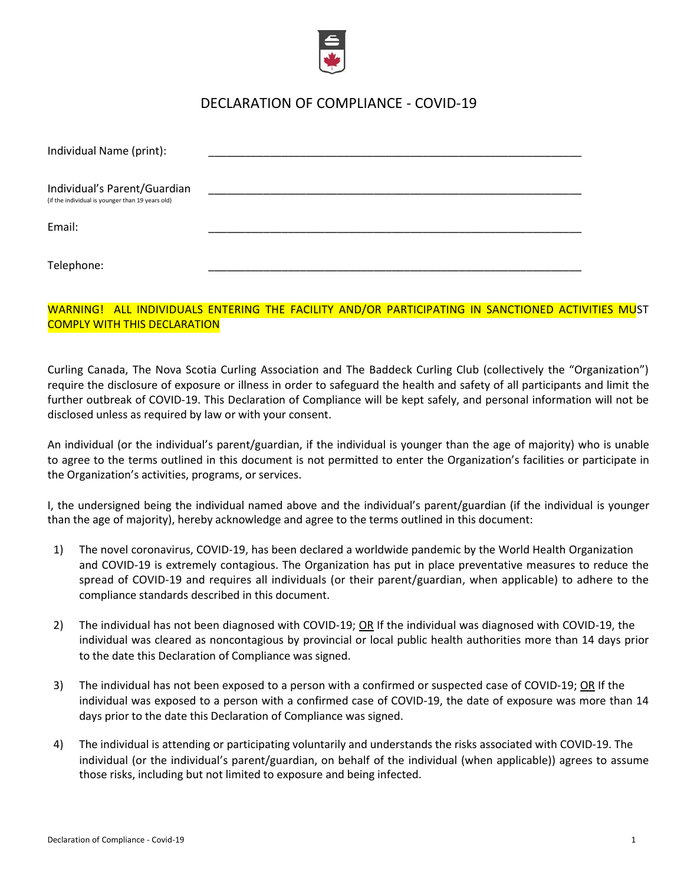# DECLARATION OF COMPLIANCE - COVID-19

Individual Name (print): ____________________________________________

Individual's Parent/Guardian (if the individual is younger than 19 years old) ____________________________________________

Email: ____________________________________________

Telephone: ____________________________________________

**WARNING! ALL INDIVIDUALS ENTERING THE FACILITY AND/OR PARTICIPATING IN SANCTIONED ACTIVITIES MUST COMPLY WITH THIS DECLARATION**

Curling Canada, The Nova Scotia Curling Association and The Baddeck Curling Club (collectively the "Organization") require the disclosure of exposure or illness in order to safeguard the health and safety of all participants and limit the further outbreak of COVID-19. This Declaration of Compliance will be kept safely, and personal information will not be disclosed unless as required by law or with your consent.

An individual (or the individual's parent/guardian, if the individual is younger than the age of majority) who is unable to agree to the terms outlined in this document is not permitted to enter the Organization's facilities or participate in the Organization's activities, programs, or services.

I, the undersigned being the individual named above and the individual's parent/guardian (if the individual is younger than the age of majority), hereby acknowledge and agree to the terms outlined in this document:

1) The novel coronavirus, COVID-19, has been declared a worldwide pandemic by the World Health Organization and COVID-19 is extremely contagious. The Organization has put in place preventative measures to reduce the spread of COVID-19 and requires all individuals (or their parent/guardian, when applicable) to adhere to the compliance standards described in this document.

2) The individual has not been diagnosed with COVID-19; <u>OR</u> If the individual was diagnosed with COVID-19, the individual was cleared as noncontagious by provincial or local public health authorities more than 14 days prior to the date this Declaration of Compliance was signed.

3) The individual has not been exposed to a person with a confirmed or suspected case of COVID-19; <u>OR</u> If the individual was exposed to a person with a confirmed case of COVID-19, the date of exposure was more than 14 days prior to the date this Declaration of Compliance was signed.

4) The individual is attending or participating voluntarily and understands the risks associated with COVID-19. The individual (or the individual's parent/guardian, on behalf of the individual (when applicable)) agrees to assume those risks, including but not limited to exposure and being infected.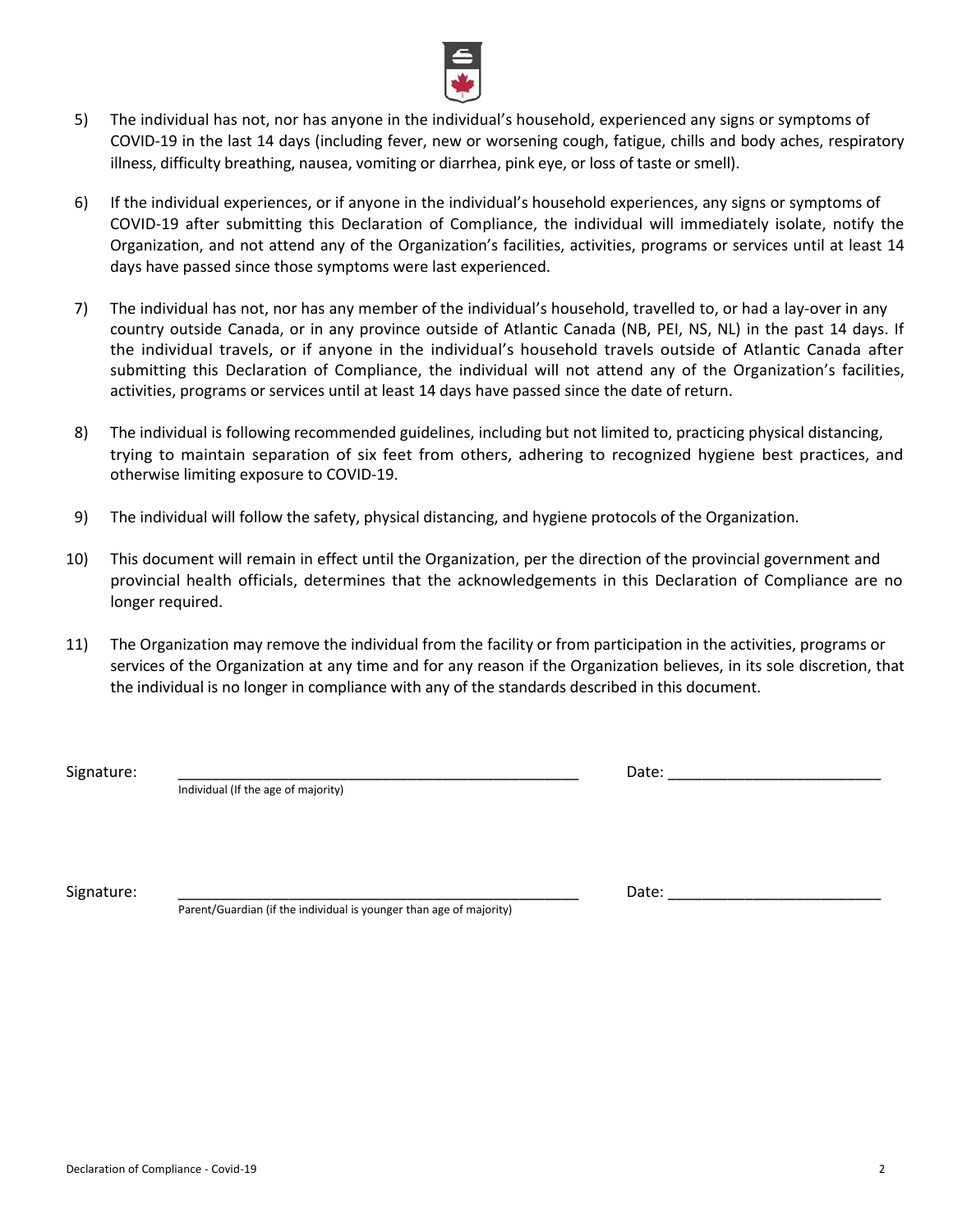5) The individual has not, nor has anyone in the individual's household, experienced any signs or symptoms of COVID-19 in the last 14 days (including fever, new or worsening cough, fatigue, chills and body aches, respiratory illness, difficulty breathing, nausea, vomiting or diarrhea, pink eye, or loss of taste or smell).

6) If the individual experiences, or if anyone in the individual's household experiences, any signs or symptoms of COVID-19 after submitting this Declaration of Compliance, the individual will immediately isolate, notify the Organization, and not attend any of the Organization's facilities, activities, programs or services until at least 14 days have passed since those symptoms were last experienced.

7) The individual has not, nor has any member of the individual's household, travelled to, or had a lay-over in any country outside Canada, or in any province outside of Atlantic Canada (NB, PEI, NS, NL) in the past 14 days. If the individual travels, or if anyone in the individual's household travels outside of Atlantic Canada after submitting this Declaration of Compliance, the individual will not attend any of the Organization's facilities, activities, programs or services until at least 14 days have passed since the date of return.

8) The individual is following recommended guidelines, including but not limited to, practicing physical distancing, trying to maintain separation of six feet from others, adhering to recognized hygiene best practices, and otherwise limiting exposure to COVID-19.

9) The individual will follow the safety, physical distancing, and hygiene protocols of the Organization.

10) This document will remain in effect until the Organization, per the direction of the provincial government and provincial health officials, determines that the acknowledgements in this Declaration of Compliance are no longer required.

11) The Organization may remove the individual from the facility or from participation in the activities, programs or services of the Organization at any time and for any reason if the Organization believes, in its sole discretion, that the individual is no longer in compliance with any of the standards described in this document.

Signature: ____________________________________________ Date: ________________________

Individual (If the age of majority)

Signature: ____________________________________________ Date: ________________________

Parent/Guardian (if the individual is younger than age of majority)